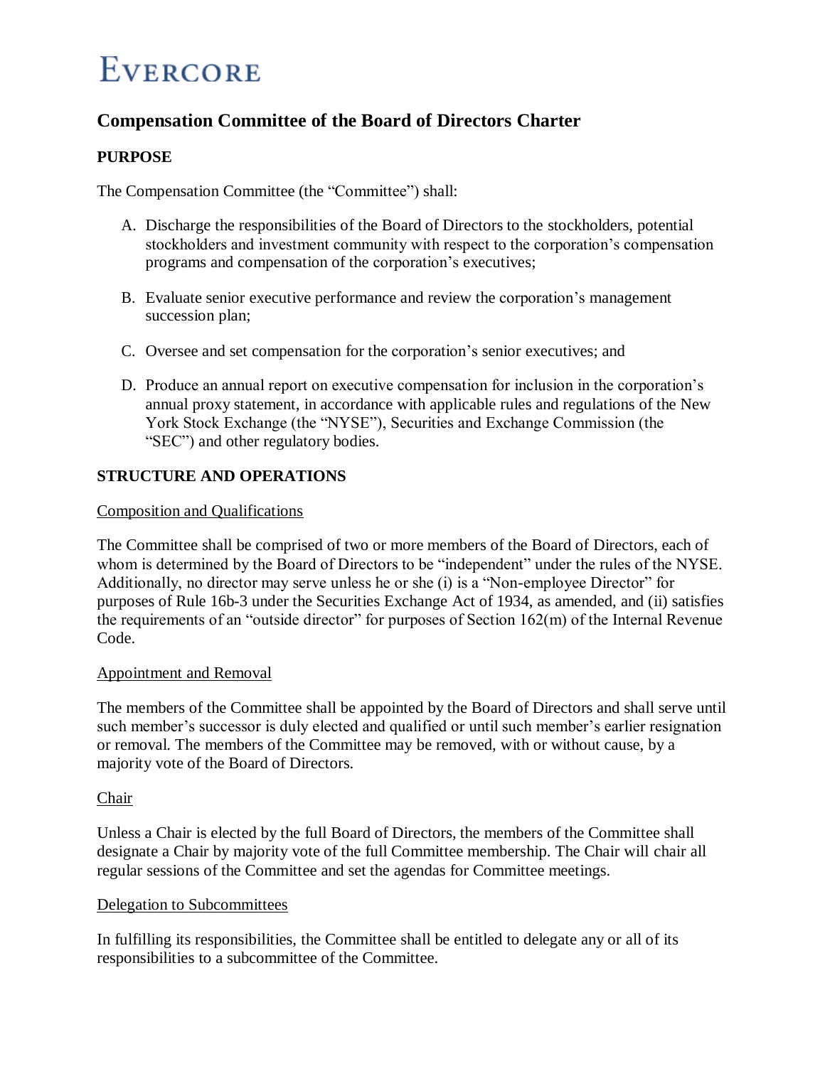# EVERCORE

## Compensation Committee of the Board of Directors Charter

### PURPOSE

The Compensation Committee (the "Committee") shall:

A. Discharge the responsibilities of the Board of Directors to the stockholders, potential stockholders and investment community with respect to the corporation's compensation programs and compensation of the corporation's executives;

B. Evaluate senior executive performance and review the corporation's management succession plan;

C. Oversee and set compensation for the corporation's senior executives; and

D. Produce an annual report on executive compensation for inclusion in the corporation's annual proxy statement, in accordance with applicable rules and regulations of the New York Stock Exchange (the "NYSE"), Securities and Exchange Commission (the "SEC") and other regulatory bodies.

### STRUCTURE AND OPERATIONS

<u>Composition and Qualifications</u>

The Committee shall be comprised of two or more members of the Board of Directors, each of whom is determined by the Board of Directors to be "independent" under the rules of the NYSE. Additionally, no director may serve unless he or she (i) is a "Non-employee Director" for purposes of Rule 16b-3 under the Securities Exchange Act of 1934, as amended, and (ii) satisfies the requirements of an "outside director" for purposes of Section 162(m) of the Internal Revenue Code.

<u>Appointment and Removal</u>

The members of the Committee shall be appointed by the Board of Directors and shall serve until such member's successor is duly elected and qualified or until such member's earlier resignation or removal. The members of the Committee may be removed, with or without cause, by a majority vote of the Board of Directors.

<u>Chair</u>

Unless a Chair is elected by the full Board of Directors, the members of the Committee shall designate a Chair by majority vote of the full Committee membership. The Chair will chair all regular sessions of the Committee and set the agendas for Committee meetings.

<u>Delegation to Subcommittees</u>

In fulfilling its responsibilities, the Committee shall be entitled to delegate any or all of its responsibilities to a subcommittee of the Committee.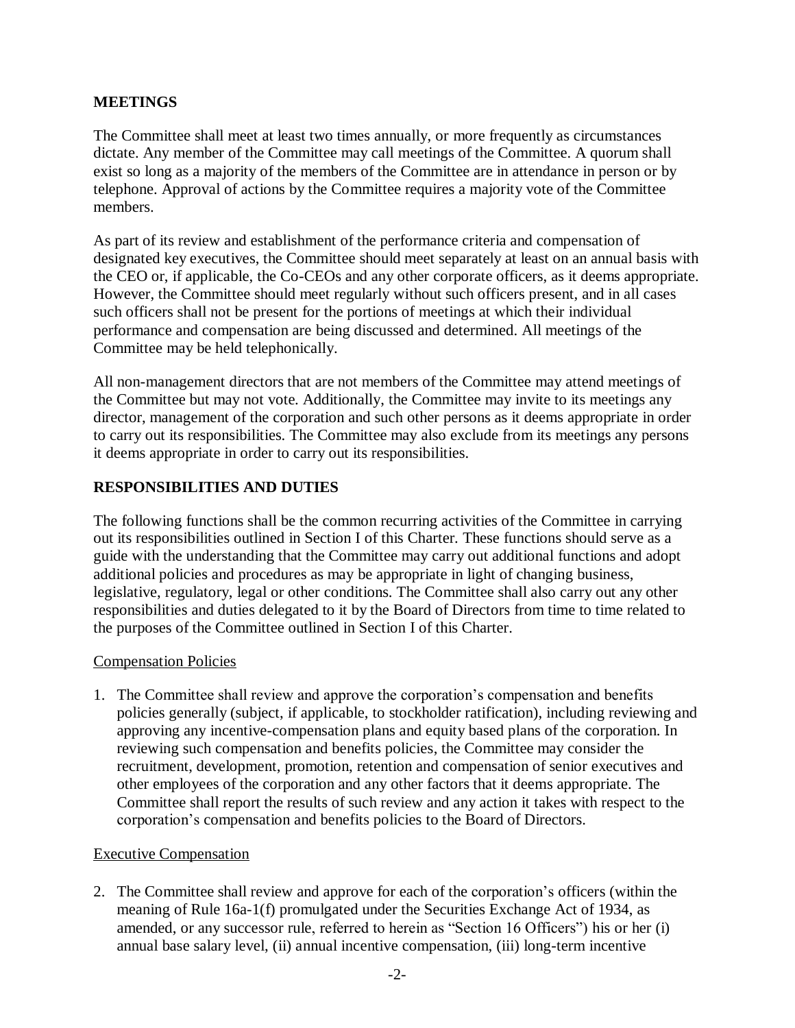## MEETINGS

The Committee shall meet at least two times annually, or more frequently as circumstances dictate. Any member of the Committee may call meetings of the Committee. A quorum shall exist so long as a majority of the members of the Committee are in attendance in person or by telephone. Approval of actions by the Committee requires a majority vote of the Committee members.

As part of its review and establishment of the performance criteria and compensation of designated key executives, the Committee should meet separately at least on an annual basis with the CEO or, if applicable, the Co-CEOs and any other corporate officers, as it deems appropriate. However, the Committee should meet regularly without such officers present, and in all cases such officers shall not be present for the portions of meetings at which their individual performance and compensation are being discussed and determined. All meetings of the Committee may be held telephonically.

All non-management directors that are not members of the Committee may attend meetings of the Committee but may not vote. Additionally, the Committee may invite to its meetings any director, management of the corporation and such other persons as it deems appropriate in order to carry out its responsibilities. The Committee may also exclude from its meetings any persons it deems appropriate in order to carry out its responsibilities.

## RESPONSIBILITIES AND DUTIES

The following functions shall be the common recurring activities of the Committee in carrying out its responsibilities outlined in Section I of this Charter. These functions should serve as a guide with the understanding that the Committee may carry out additional functions and adopt additional policies and procedures as may be appropriate in light of changing business, legislative, regulatory, legal or other conditions. The Committee shall also carry out any other responsibilities and duties delegated to it by the Board of Directors from time to time related to the purposes of the Committee outlined in Section I of this Charter.

### Compensation Policies

1. The Committee shall review and approve the corporation's compensation and benefits policies generally (subject, if applicable, to stockholder ratification), including reviewing and approving any incentive-compensation plans and equity based plans of the corporation. In reviewing such compensation and benefits policies, the Committee may consider the recruitment, development, promotion, retention and compensation of senior executives and other employees of the corporation and any other factors that it deems appropriate. The Committee shall report the results of such review and any action it takes with respect to the corporation's compensation and benefits policies to the Board of Directors.

### Executive Compensation

2. The Committee shall review and approve for each of the corporation's officers (within the meaning of Rule 16a-1(f) promulgated under the Securities Exchange Act of 1934, as amended, or any successor rule, referred to herein as "Section 16 Officers") his or her (i) annual base salary level, (ii) annual incentive compensation, (iii) long-term incentive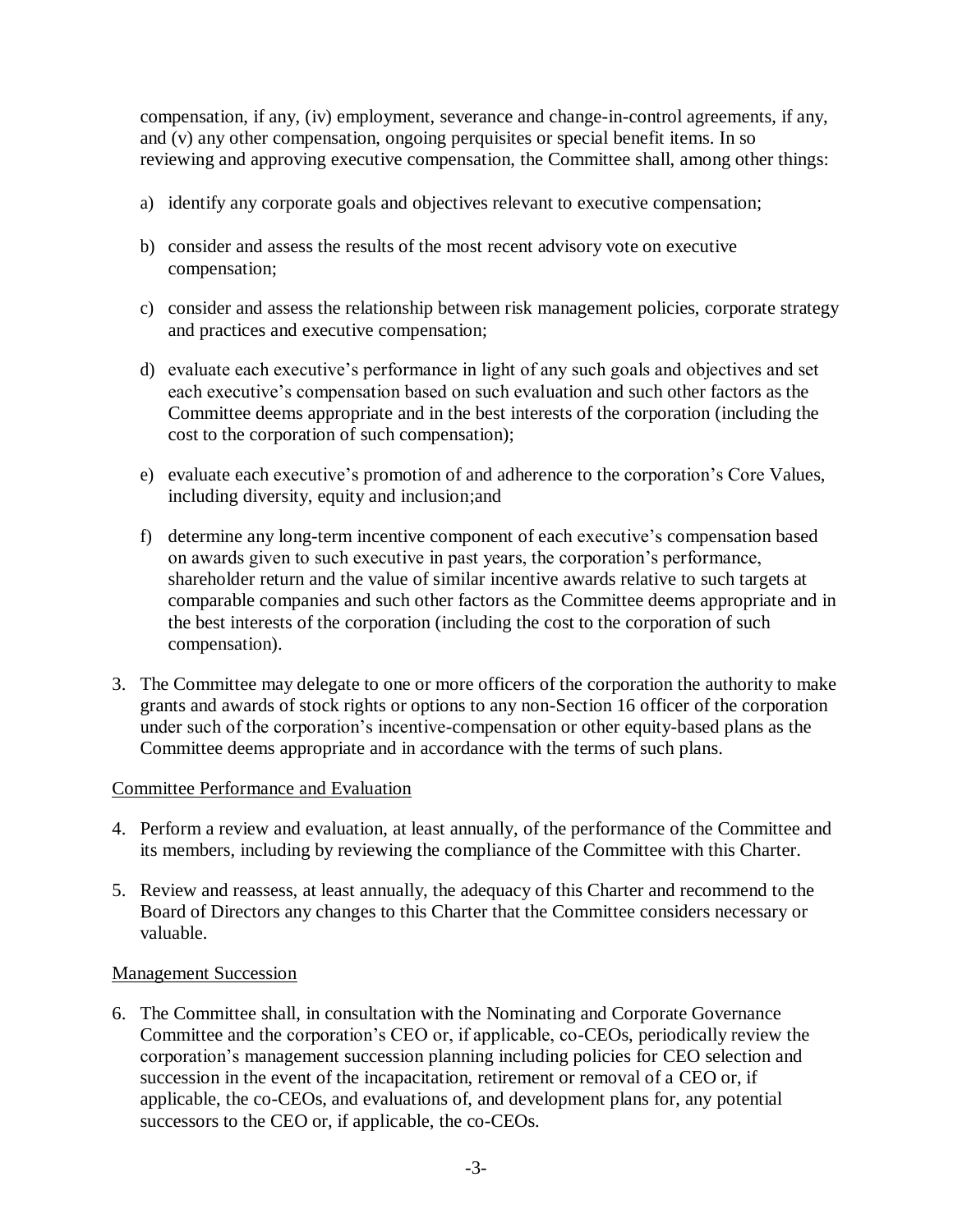compensation, if any, (iv) employment, severance and change-in-control agreements, if any, and (v) any other compensation, ongoing perquisites or special benefit items. In so reviewing and approving executive compensation, the Committee shall, among other things:

a) identify any corporate goals and objectives relevant to executive compensation;

b) consider and assess the results of the most recent advisory vote on executive compensation;

c) consider and assess the relationship between risk management policies, corporate strategy and practices and executive compensation;

d) evaluate each executive's performance in light of any such goals and objectives and set each executive's compensation based on such evaluation and such other factors as the Committee deems appropriate and in the best interests of the corporation (including the cost to the corporation of such compensation);

e) evaluate each executive's promotion of and adherence to the corporation's Core Values, including diversity, equity and inclusion;and

f) determine any long-term incentive component of each executive's compensation based on awards given to such executive in past years, the corporation's performance, shareholder return and the value of similar incentive awards relative to such targets at comparable companies and such other factors as the Committee deems appropriate and in the best interests of the corporation (including the cost to the corporation of such compensation).

3. The Committee may delegate to one or more officers of the corporation the authority to make grants and awards of stock rights or options to any non-Section 16 officer of the corporation under such of the corporation's incentive-compensation or other equity-based plans as the Committee deems appropriate and in accordance with the terms of such plans.

<u>Committee Performance and Evaluation</u>

4. Perform a review and evaluation, at least annually, of the performance of the Committee and its members, including by reviewing the compliance of the Committee with this Charter.

5. Review and reassess, at least annually, the adequacy of this Charter and recommend to the Board of Directors any changes to this Charter that the Committee considers necessary or valuable.

<u>Management Succession</u>

6. The Committee shall, in consultation with the Nominating and Corporate Governance Committee and the corporation's CEO or, if applicable, co-CEOs, periodically review the corporation's management succession planning including policies for CEO selection and succession in the event of the incapacitation, retirement or removal of a CEO or, if applicable, the co-CEOs, and evaluations of, and development plans for, any potential successors to the CEO or, if applicable, the co-CEOs.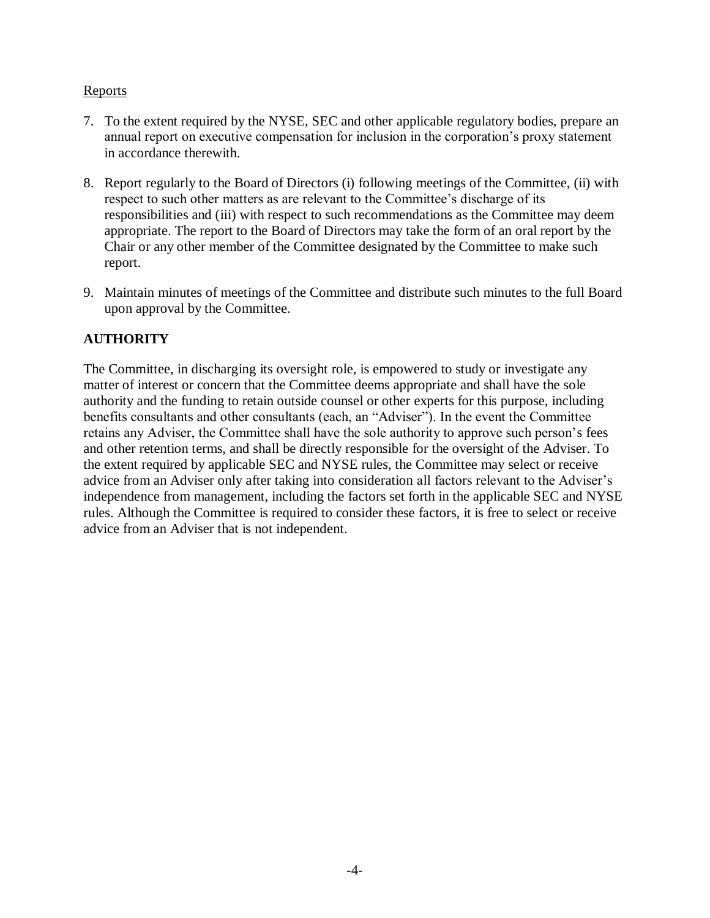Reports

7. To the extent required by the NYSE, SEC and other applicable regulatory bodies, prepare an annual report on executive compensation for inclusion in the corporation's proxy statement in accordance therewith.

8. Report regularly to the Board of Directors (i) following meetings of the Committee, (ii) with respect to such other matters as are relevant to the Committee's discharge of its responsibilities and (iii) with respect to such recommendations as the Committee may deem appropriate. The report to the Board of Directors may take the form of an oral report by the Chair or any other member of the Committee designated by the Committee to make such report.

9. Maintain minutes of meetings of the Committee and distribute such minutes to the full Board upon approval by the Committee.

## AUTHORITY

The Committee, in discharging its oversight role, is empowered to study or investigate any matter of interest or concern that the Committee deems appropriate and shall have the sole authority and the funding to retain outside counsel or other experts for this purpose, including benefits consultants and other consultants (each, an "Adviser"). In the event the Committee retains any Adviser, the Committee shall have the sole authority to approve such person's fees and other retention terms, and shall be directly responsible for the oversight of the Adviser. To the extent required by applicable SEC and NYSE rules, the Committee may select or receive advice from an Adviser only after taking into consideration all factors relevant to the Adviser's independence from management, including the factors set forth in the applicable SEC and NYSE rules. Although the Committee is required to consider these factors, it is free to select or receive advice from an Adviser that is not independent.